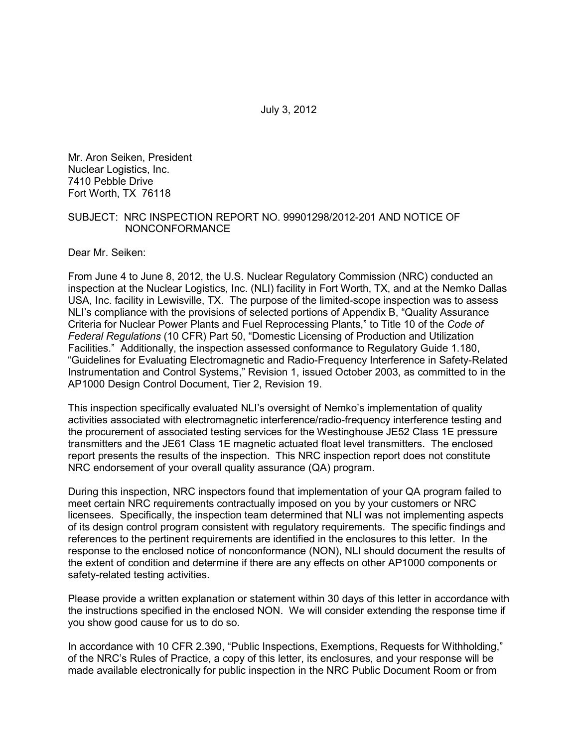July 3, 2012

Mr. Aron Seiken, President
Nuclear Logistics, Inc.
7410 Pebble Drive
Fort Worth, TX 76118

SUBJECT: NRC INSPECTION REPORT NO. 99901298/2012-201 AND NOTICE OF NONCONFORMANCE

Dear Mr. Seiken:

From June 4 to June 8, 2012, the U.S. Nuclear Regulatory Commission (NRC) conducted an inspection at the Nuclear Logistics, Inc. (NLI) facility in Fort Worth, TX, and at the Nemko Dallas USA, Inc. facility in Lewisville, TX. The purpose of the limited-scope inspection was to assess NLI's compliance with the provisions of selected portions of Appendix B, "Quality Assurance Criteria for Nuclear Power Plants and Fuel Reprocessing Plants," to Title 10 of the *Code of Federal Regulations* (10 CFR) Part 50, "Domestic Licensing of Production and Utilization Facilities." Additionally, the inspection assessed conformance to Regulatory Guide 1.180, "Guidelines for Evaluating Electromagnetic and Radio-Frequency Interference in Safety-Related Instrumentation and Control Systems," Revision 1, issued October 2003, as committed to in the AP1000 Design Control Document, Tier 2, Revision 19.

This inspection specifically evaluated NLI's oversight of Nemko's implementation of quality activities associated with electromagnetic interference/radio-frequency interference testing and the procurement of associated testing services for the Westinghouse JE52 Class 1E pressure transmitters and the JE61 Class 1E magnetic actuated float level transmitters. The enclosed report presents the results of the inspection. This NRC inspection report does not constitute NRC endorsement of your overall quality assurance (QA) program.

During this inspection, NRC inspectors found that implementation of your QA program failed to meet certain NRC requirements contractually imposed on you by your customers or NRC licensees. Specifically, the inspection team determined that NLI was not implementing aspects of its design control program consistent with regulatory requirements. The specific findings and references to the pertinent requirements are identified in the enclosures to this letter. In the response to the enclosed notice of nonconformance (NON), NLI should document the results of the extent of condition and determine if there are any effects on other AP1000 components or safety-related testing activities.

Please provide a written explanation or statement within 30 days of this letter in accordance with the instructions specified in the enclosed NON. We will consider extending the response time if you show good cause for us to do so.

In accordance with 10 CFR 2.390, "Public Inspections, Exemptions, Requests for Withholding," of the NRC's Rules of Practice, a copy of this letter, its enclosures, and your response will be made available electronically for public inspection in the NRC Public Document Room or from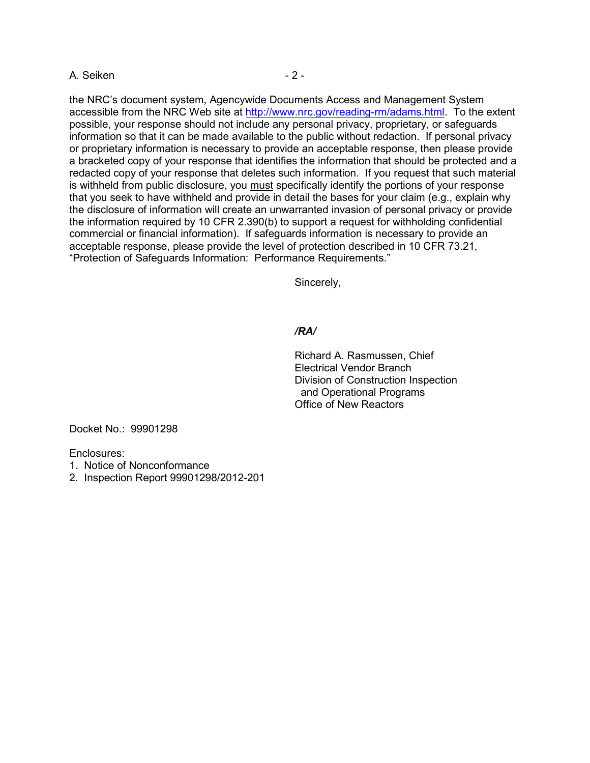the NRC's document system, Agencywide Documents Access and Management System accessible from the NRC Web site at http://www.nrc.gov/reading-rm/adams.html. To the extent possible, your response should not include any personal privacy, proprietary, or safeguards information so that it can be made available to the public without redaction. If personal privacy or proprietary information is necessary to provide an acceptable response, then please provide a bracketed copy of your response that identifies the information that should be protected and a redacted copy of your response that deletes such information. If you request that such material is withheld from public disclosure, you <u>must</u> specifically identify the portions of your response that you seek to have withheld and provide in detail the bases for your claim (e.g., explain why the disclosure of information will create an unwarranted invasion of personal privacy or provide the information required by 10 CFR 2.390(b) to support a request for withholding confidential commercial or financial information). If safeguards information is necessary to provide an acceptable response, please provide the level of protection described in 10 CFR 73.21, "Protection of Safeguards Information: Performance Requirements."

Sincerely,

***/RA/***

Richard A. Rasmussen, Chief
Electrical Vendor Branch
Division of Construction Inspection
and Operational Programs
Office of New Reactors

Docket No.: 99901298

Enclosures:
1. Notice of Nonconformance
2. Inspection Report 99901298/2012-201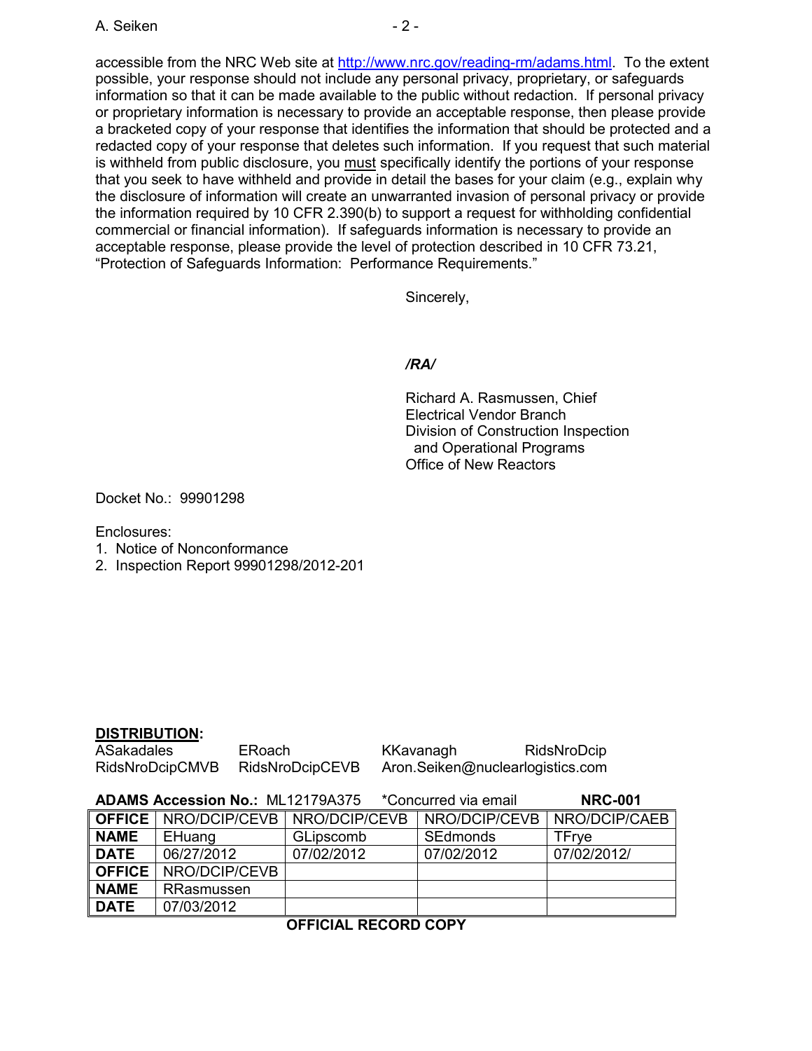accessible from the NRC Web site at http://www.nrc.gov/reading-rm/adams.html. To the extent possible, your response should not include any personal privacy, proprietary, or safeguards information so that it can be made available to the public without redaction. If personal privacy or proprietary information is necessary to provide an acceptable response, then please provide a bracketed copy of your response that identifies the information that should be protected and a redacted copy of your response that deletes such information. If you request that such material is withheld from public disclosure, you must specifically identify the portions of your response that you seek to have withheld and provide in detail the bases for your claim (e.g., explain why the disclosure of information will create an unwarranted invasion of personal privacy or provide the information required by 10 CFR 2.390(b) to support a request for withholding confidential commercial or financial information). If safeguards information is necessary to provide an acceptable response, please provide the level of protection described in 10 CFR 73.21, "Protection of Safeguards Information: Performance Requirements."

Sincerely,

*/RA/*

Richard A. Rasmussen, Chief
Electrical Vendor Branch
Division of Construction Inspection
and Operational Programs
Office of New Reactors

Docket No.: 99901298

Enclosures:
1. Notice of Nonconformance
2. Inspection Report 99901298/2012-201

**DISTRIBUTION:**

ASakadales  ERoach  KKavanagh  RidsNroDcip
RidsNroDcipCMVB  RidsNroDcipCEVB  Aron.Seiken@nuclearlogistics.com

**ADAMS Accession No.:** ML12179A375  *Concurred via email  **NRC-001**

| **OFFICE** | NRO/DCIP/CEVB | NRO/DCIP/CEVB | NRO/DCIP/CEVB | NRO/DCIP/CAEB |
|---|---|---|---|---|
| **NAME** | EHuang | GLipscomb | SEdmonds | TFrye |
| **DATE** | 06/27/2012 | 07/02/2012 | 07/02/2012 | 07/02/2012/ |
| **OFFICE** | NRO/DCIP/CEVB | | | |
| **NAME** | RRasmussen | | | |
| **DATE** | 07/03/2012 | | | |

**OFFICIAL RECORD COPY**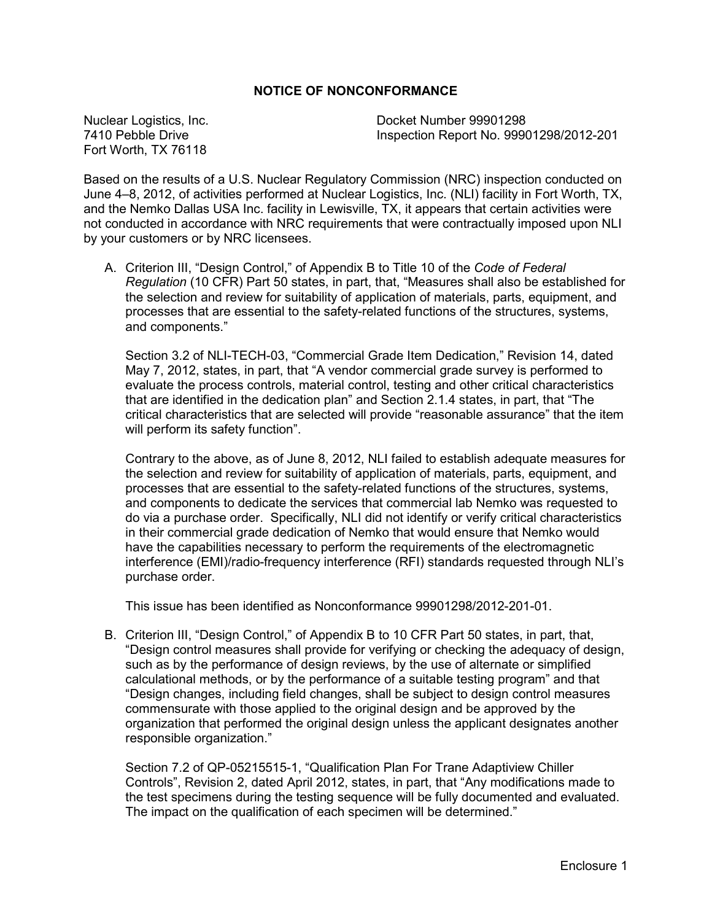# NOTICE OF NONCONFORMANCE

Nuclear Logistics, Inc.
7410 Pebble Drive
Fort Worth, TX 76118

Docket Number 99901298
Inspection Report No. 99901298/2012-201

Based on the results of a U.S. Nuclear Regulatory Commission (NRC) inspection conducted on June 4–8, 2012, of activities performed at Nuclear Logistics, Inc. (NLI) facility in Fort Worth, TX, and the Nemko Dallas USA Inc. facility in Lewisville, TX, it appears that certain activities were not conducted in accordance with NRC requirements that were contractually imposed upon NLI by your customers or by NRC licensees.

A. Criterion III, "Design Control," of Appendix B to Title 10 of the *Code of Federal Regulation* (10 CFR) Part 50 states, in part, that, "Measures shall also be established for the selection and review for suitability of application of materials, parts, equipment, and processes that are essential to the safety-related functions of the structures, systems, and components."

   Section 3.2 of NLI-TECH-03, "Commercial Grade Item Dedication," Revision 14, dated May 7, 2012, states, in part, that "A vendor commercial grade survey is performed to evaluate the process controls, material control, testing and other critical characteristics that are identified in the dedication plan" and Section 2.1.4 states, in part, that "The critical characteristics that are selected will provide "reasonable assurance" that the item will perform its safety function".

   Contrary to the above, as of June 8, 2012, NLI failed to establish adequate measures for the selection and review for suitability of application of materials, parts, equipment, and processes that are essential to the safety-related functions of the structures, systems, and components to dedicate the services that commercial lab Nemko was requested to do via a purchase order. Specifically, NLI did not identify or verify critical characteristics in their commercial grade dedication of Nemko that would ensure that Nemko would have the capabilities necessary to perform the requirements of the electromagnetic interference (EMI)/radio-frequency interference (RFI) standards requested through NLI's purchase order.

   This issue has been identified as Nonconformance 99901298/2012-201-01.

B. Criterion III, "Design Control," of Appendix B to 10 CFR Part 50 states, in part, that, "Design control measures shall provide for verifying or checking the adequacy of design, such as by the performance of design reviews, by the use of alternate or simplified calculational methods, or by the performance of a suitable testing program" and that "Design changes, including field changes, shall be subject to design control measures commensurate with those applied to the original design and be approved by the organization that performed the original design unless the applicant designates another responsible organization."

   Section 7.2 of QP-05215515-1, "Qualification Plan For Trane Adaptiview Chiller Controls", Revision 2, dated April 2012, states, in part, that "Any modifications made to the test specimens during the testing sequence will be fully documented and evaluated. The impact on the qualification of each specimen will be determined."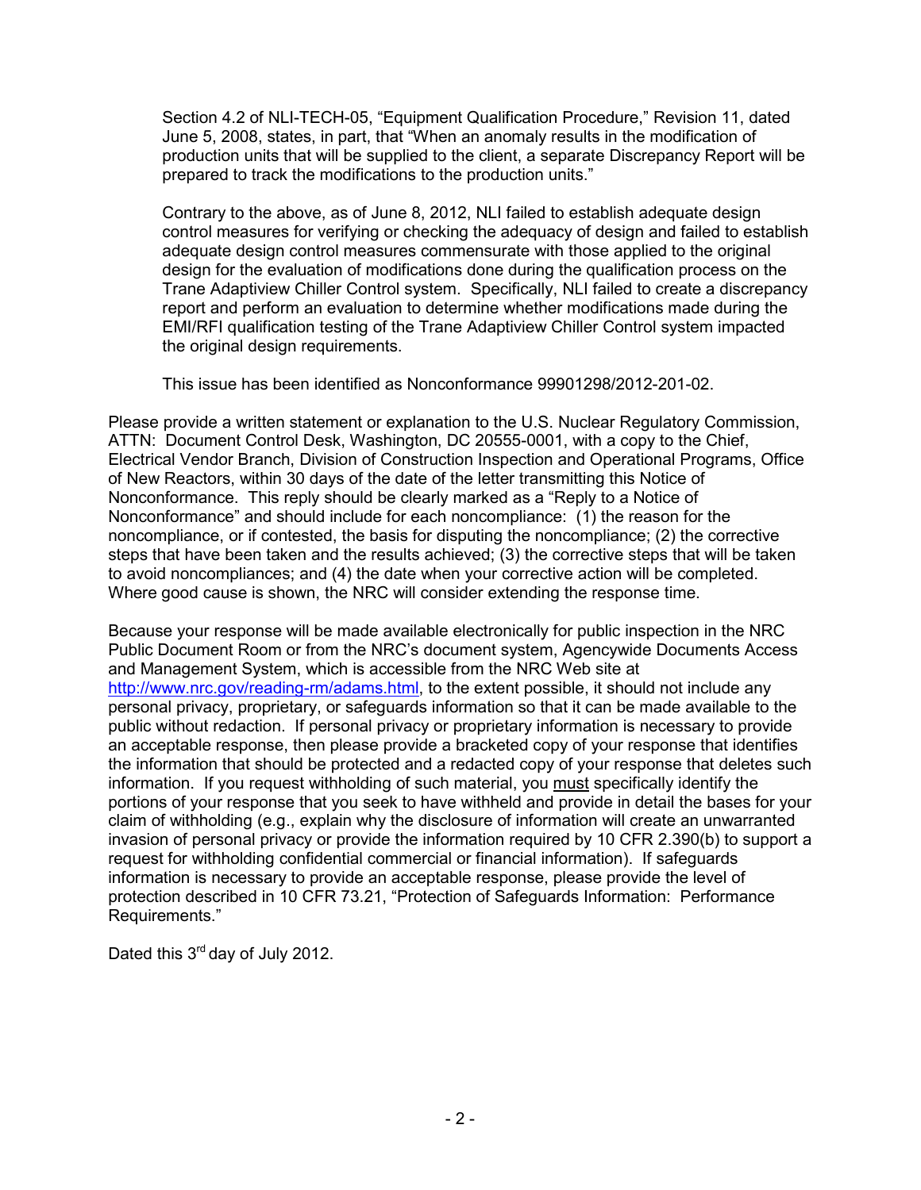Section 4.2 of NLI-TECH-05, "Equipment Qualification Procedure," Revision 11, dated June 5, 2008, states, in part, that "When an anomaly results in the modification of production units that will be supplied to the client, a separate Discrepancy Report will be prepared to track the modifications to the production units."

Contrary to the above, as of June 8, 2012, NLI failed to establish adequate design control measures for verifying or checking the adequacy of design and failed to establish adequate design control measures commensurate with those applied to the original design for the evaluation of modifications done during the qualification process on the Trane Adaptiview Chiller Control system. Specifically, NLI failed to create a discrepancy report and perform an evaluation to determine whether modifications made during the EMI/RFI qualification testing of the Trane Adaptiview Chiller Control system impacted the original design requirements.

This issue has been identified as Nonconformance 99901298/2012-201-02.

Please provide a written statement or explanation to the U.S. Nuclear Regulatory Commission, ATTN: Document Control Desk, Washington, DC 20555-0001, with a copy to the Chief, Electrical Vendor Branch, Division of Construction Inspection and Operational Programs, Office of New Reactors, within 30 days of the date of the letter transmitting this Notice of Nonconformance. This reply should be clearly marked as a "Reply to a Notice of Nonconformance" and should include for each noncompliance: (1) the reason for the noncompliance, or if contested, the basis for disputing the noncompliance; (2) the corrective steps that have been taken and the results achieved; (3) the corrective steps that will be taken to avoid noncompliances; and (4) the date when your corrective action will be completed. Where good cause is shown, the NRC will consider extending the response time.

Because your response will be made available electronically for public inspection in the NRC Public Document Room or from the NRC's document system, Agencywide Documents Access and Management System, which is accessible from the NRC Web site at http://www.nrc.gov/reading-rm/adams.html, to the extent possible, it should not include any personal privacy, proprietary, or safeguards information so that it can be made available to the public without redaction. If personal privacy or proprietary information is necessary to provide an acceptable response, then please provide a bracketed copy of your response that identifies the information that should be protected and a redacted copy of your response that deletes such information. If you request withholding of such material, you must specifically identify the portions of your response that you seek to have withheld and provide in detail the bases for your claim of withholding (e.g., explain why the disclosure of information will create an unwarranted invasion of personal privacy or provide the information required by 10 CFR 2.390(b) to support a request for withholding confidential commercial or financial information). If safeguards information is necessary to provide an acceptable response, please provide the level of protection described in 10 CFR 73.21, "Protection of Safeguards Information: Performance Requirements."

Dated this 3rd day of July 2012.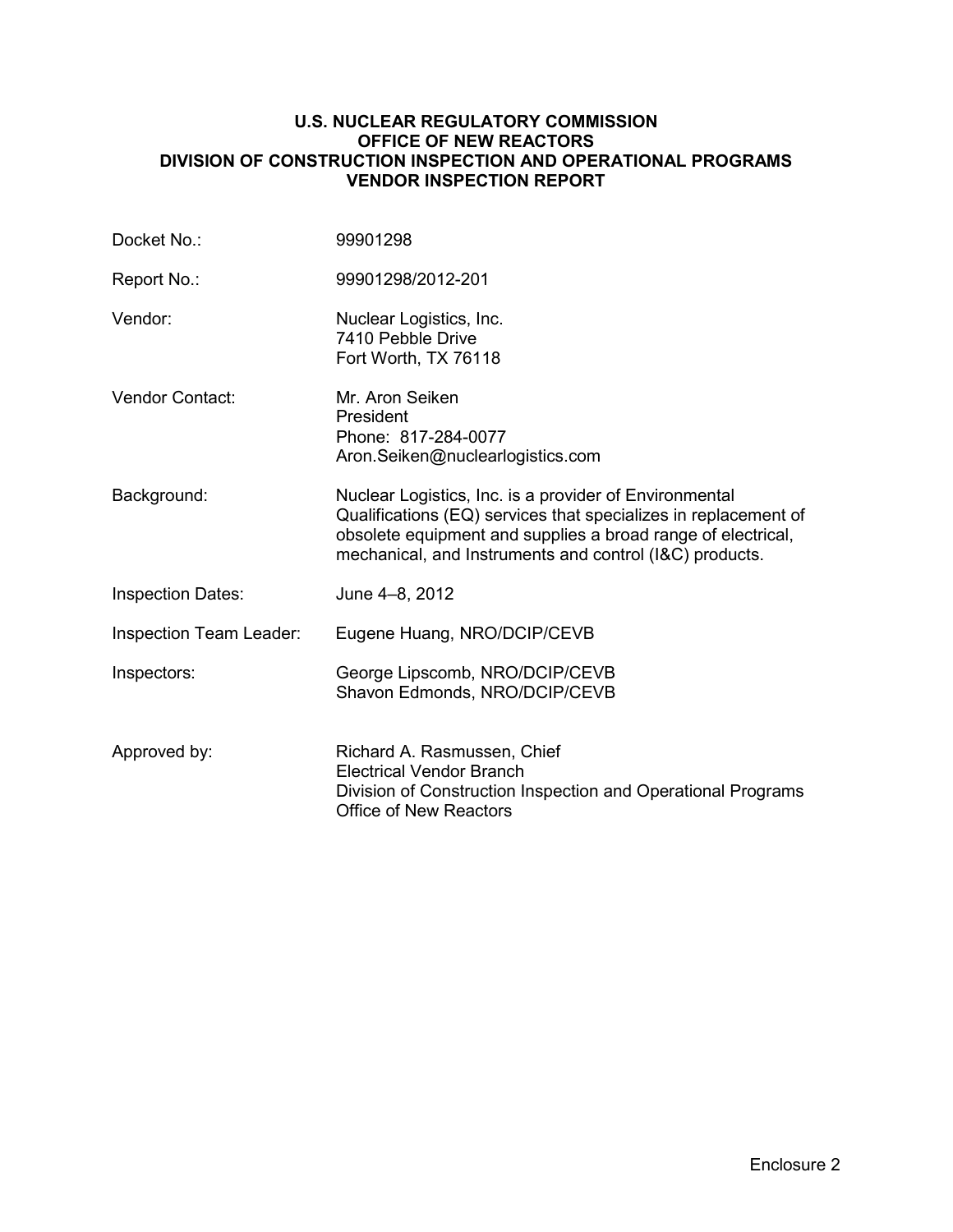**U.S. NUCLEAR REGULATORY COMMISSION**
**OFFICE OF NEW REACTORS**
**DIVISION OF CONSTRUCTION INSPECTION AND OPERATIONAL PROGRAMS**
**VENDOR INSPECTION REPORT**

| | |
|---|---|
| Docket No.: | 99901298 |
| Report No.: | 99901298/2012-201 |
| Vendor: | Nuclear Logistics, Inc.<br>7410 Pebble Drive<br>Fort Worth, TX 76118 |
| Vendor Contact: | Mr. Aron Seiken<br>President<br>Phone: 817-284-0077<br>Aron.Seiken@nuclearlogistics.com |
| Background: | Nuclear Logistics, Inc. is a provider of Environmental Qualifications (EQ) services that specializes in replacement of obsolete equipment and supplies a broad range of electrical, mechanical, and Instruments and control (I&C) products. |
| Inspection Dates: | June 4–8, 2012 |
| Inspection Team Leader: | Eugene Huang, NRO/DCIP/CEVB |
| Inspectors: | George Lipscomb, NRO/DCIP/CEVB<br>Shavon Edmonds, NRO/DCIP/CEVB |
| Approved by: | Richard A. Rasmussen, Chief<br>Electrical Vendor Branch<br>Division of Construction Inspection and Operational Programs<br>Office of New Reactors |

Enclosure 2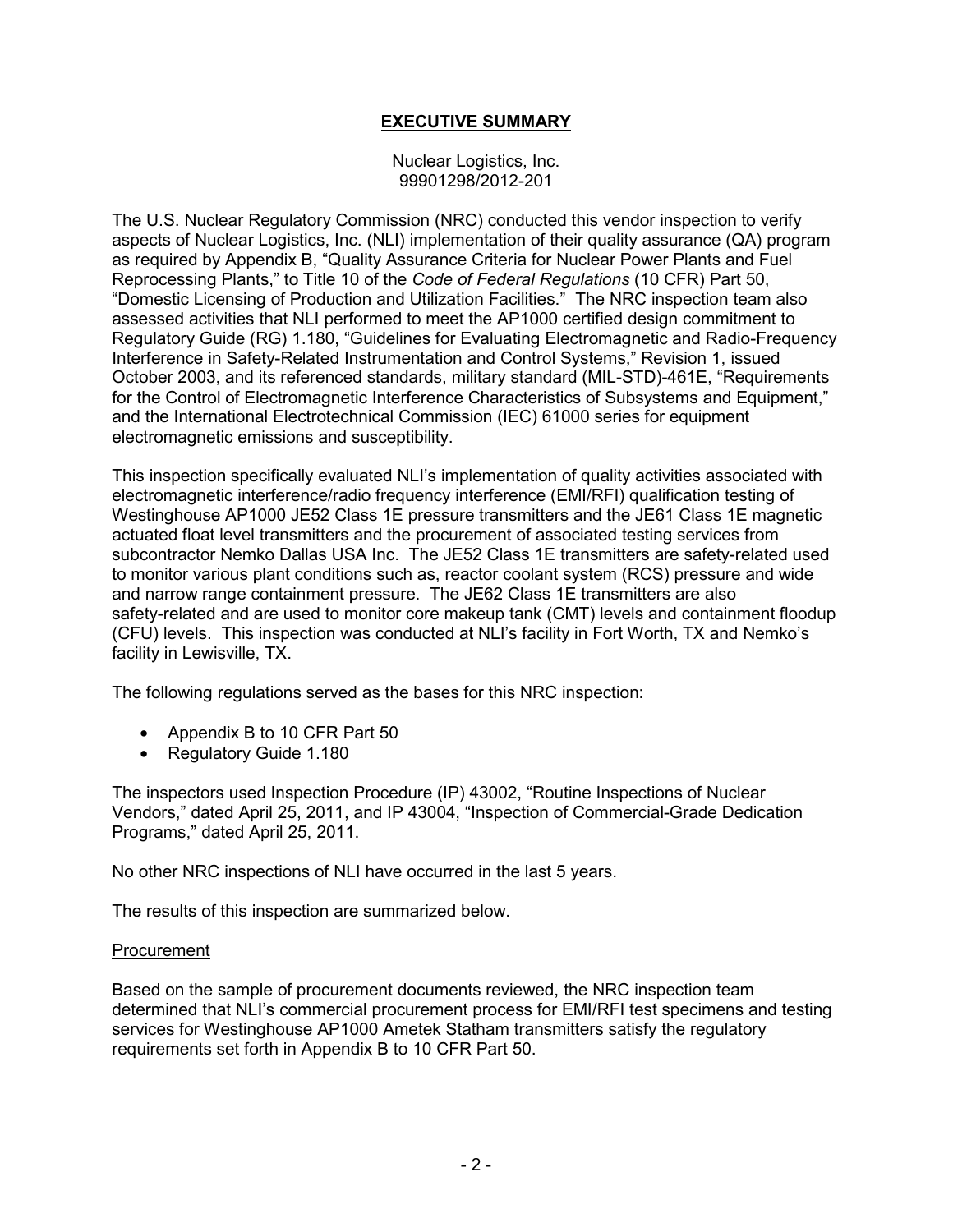## EXECUTIVE SUMMARY

Nuclear Logistics, Inc.
99901298/2012-201

The U.S. Nuclear Regulatory Commission (NRC) conducted this vendor inspection to verify aspects of Nuclear Logistics, Inc. (NLI) implementation of their quality assurance (QA) program as required by Appendix B, "Quality Assurance Criteria for Nuclear Power Plants and Fuel Reprocessing Plants," to Title 10 of the *Code of Federal Regulations* (10 CFR) Part 50, "Domestic Licensing of Production and Utilization Facilities." The NRC inspection team also assessed activities that NLI performed to meet the AP1000 certified design commitment to Regulatory Guide (RG) 1.180, "Guidelines for Evaluating Electromagnetic and Radio-Frequency Interference in Safety-Related Instrumentation and Control Systems," Revision 1, issued October 2003, and its referenced standards, military standard (MIL-STD)-461E, "Requirements for the Control of Electromagnetic Interference Characteristics of Subsystems and Equipment," and the International Electrotechnical Commission (IEC) 61000 series for equipment electromagnetic emissions and susceptibility.

This inspection specifically evaluated NLI's implementation of quality activities associated with electromagnetic interference/radio frequency interference (EMI/RFI) qualification testing of Westinghouse AP1000 JE52 Class 1E pressure transmitters and the JE61 Class 1E magnetic actuated float level transmitters and the procurement of associated testing services from subcontractor Nemko Dallas USA Inc. The JE52 Class 1E transmitters are safety-related used to monitor various plant conditions such as, reactor coolant system (RCS) pressure and wide and narrow range containment pressure. The JE62 Class 1E transmitters are also safety-related and are used to monitor core makeup tank (CMT) levels and containment floodup (CFU) levels. This inspection was conducted at NLI's facility in Fort Worth, TX and Nemko's facility in Lewisville, TX.

The following regulations served as the bases for this NRC inspection:

- Appendix B to 10 CFR Part 50
- Regulatory Guide 1.180

The inspectors used Inspection Procedure (IP) 43002, "Routine Inspections of Nuclear Vendors," dated April 25, 2011, and IP 43004, "Inspection of Commercial-Grade Dedication Programs," dated April 25, 2011.

No other NRC inspections of NLI have occurred in the last 5 years.

The results of this inspection are summarized below.

### Procurement

Based on the sample of procurement documents reviewed, the NRC inspection team determined that NLI's commercial procurement process for EMI/RFI test specimens and testing services for Westinghouse AP1000 Ametek Statham transmitters satisfy the regulatory requirements set forth in Appendix B to 10 CFR Part 50.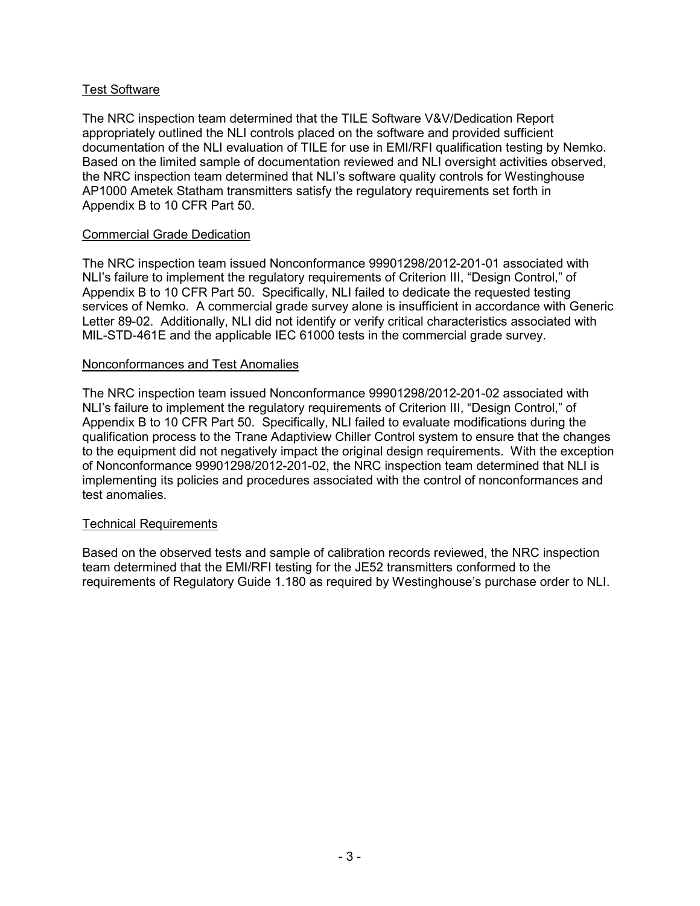Test Software

The NRC inspection team determined that the TILE Software V&V/Dedication Report appropriately outlined the NLI controls placed on the software and provided sufficient documentation of the NLI evaluation of TILE for use in EMI/RFI qualification testing by Nemko. Based on the limited sample of documentation reviewed and NLI oversight activities observed, the NRC inspection team determined that NLI's software quality controls for Westinghouse AP1000 Ametek Statham transmitters satisfy the regulatory requirements set forth in Appendix B to 10 CFR Part 50.

Commercial Grade Dedication

The NRC inspection team issued Nonconformance 99901298/2012-201-01 associated with NLI's failure to implement the regulatory requirements of Criterion III, "Design Control," of Appendix B to 10 CFR Part 50. Specifically, NLI failed to dedicate the requested testing services of Nemko. A commercial grade survey alone is insufficient in accordance with Generic Letter 89-02. Additionally, NLI did not identify or verify critical characteristics associated with MIL-STD-461E and the applicable IEC 61000 tests in the commercial grade survey.

Nonconformances and Test Anomalies

The NRC inspection team issued Nonconformance 99901298/2012-201-02 associated with NLI's failure to implement the regulatory requirements of Criterion III, "Design Control," of Appendix B to 10 CFR Part 50. Specifically, NLI failed to evaluate modifications during the qualification process to the Trane Adaptiview Chiller Control system to ensure that the changes to the equipment did not negatively impact the original design requirements. With the exception of Nonconformance 99901298/2012-201-02, the NRC inspection team determined that NLI is implementing its policies and procedures associated with the control of nonconformances and test anomalies.

Technical Requirements

Based on the observed tests and sample of calibration records reviewed, the NRC inspection team determined that the EMI/RFI testing for the JE52 transmitters conformed to the requirements of Regulatory Guide 1.180 as required by Westinghouse's purchase order to NLI.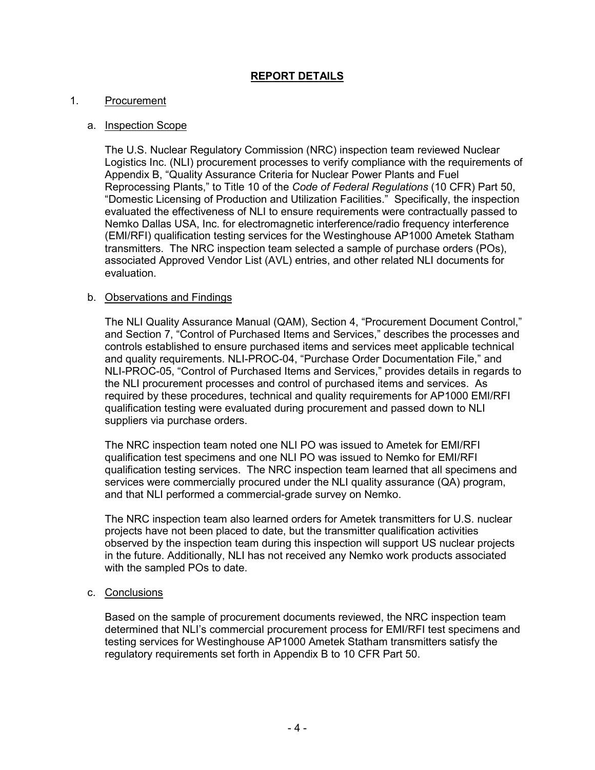# REPORT DETAILS

1. Procurement

   a. Inspection Scope

      The U.S. Nuclear Regulatory Commission (NRC) inspection team reviewed Nuclear Logistics Inc. (NLI) procurement processes to verify compliance with the requirements of Appendix B, "Quality Assurance Criteria for Nuclear Power Plants and Fuel Reprocessing Plants," to Title 10 of the *Code of Federal Regulations* (10 CFR) Part 50, "Domestic Licensing of Production and Utilization Facilities." Specifically, the inspection evaluated the effectiveness of NLI to ensure requirements were contractually passed to Nemko Dallas USA, Inc. for electromagnetic interference/radio frequency interference (EMI/RFI) qualification testing services for the Westinghouse AP1000 Ametek Statham transmitters. The NRC inspection team selected a sample of purchase orders (POs), associated Approved Vendor List (AVL) entries, and other related NLI documents for evaluation.

   b. Observations and Findings

      The NLI Quality Assurance Manual (QAM), Section 4, "Procurement Document Control," and Section 7, "Control of Purchased Items and Services," describes the processes and controls established to ensure purchased items and services meet applicable technical and quality requirements. NLI-PROC-04, "Purchase Order Documentation File," and NLI-PROC-05, "Control of Purchased Items and Services," provides details in regards to the NLI procurement processes and control of purchased items and services. As required by these procedures, technical and quality requirements for AP1000 EMI/RFI qualification testing were evaluated during procurement and passed down to NLI suppliers via purchase orders.

      The NRC inspection team noted one NLI PO was issued to Ametek for EMI/RFI qualification test specimens and one NLI PO was issued to Nemko for EMI/RFI qualification testing services. The NRC inspection team learned that all specimens and services were commercially procured under the NLI quality assurance (QA) program, and that NLI performed a commercial-grade survey on Nemko.

      The NRC inspection team also learned orders for Ametek transmitters for U.S. nuclear projects have not been placed to date, but the transmitter qualification activities observed by the inspection team during this inspection will support US nuclear projects in the future. Additionally, NLI has not received any Nemko work products associated with the sampled POs to date.

   c. Conclusions

      Based on the sample of procurement documents reviewed, the NRC inspection team determined that NLI's commercial procurement process for EMI/RFI test specimens and testing services for Westinghouse AP1000 Ametek Statham transmitters satisfy the regulatory requirements set forth in Appendix B to 10 CFR Part 50.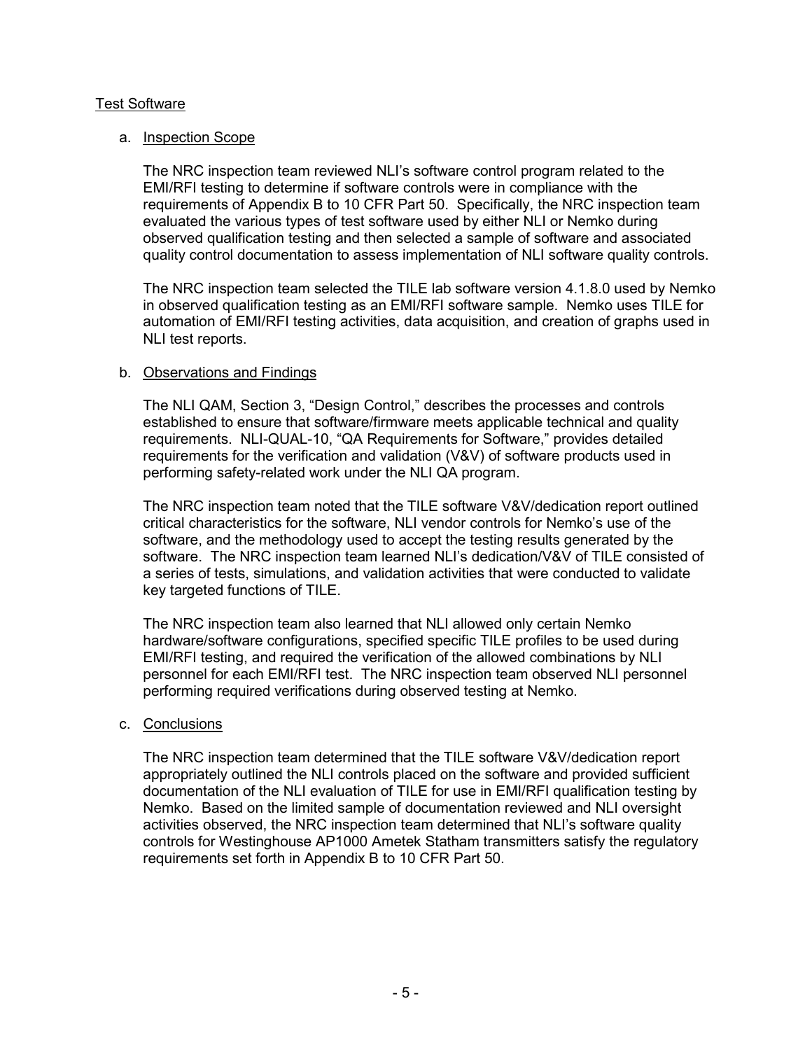Test Software

a. Inspection Scope

The NRC inspection team reviewed NLI's software control program related to the EMI/RFI testing to determine if software controls were in compliance with the requirements of Appendix B to 10 CFR Part 50. Specifically, the NRC inspection team evaluated the various types of test software used by either NLI or Nemko during observed qualification testing and then selected a sample of software and associated quality control documentation to assess implementation of NLI software quality controls.

The NRC inspection team selected the TILE lab software version 4.1.8.0 used by Nemko in observed qualification testing as an EMI/RFI software sample. Nemko uses TILE for automation of EMI/RFI testing activities, data acquisition, and creation of graphs used in NLI test reports.

b. Observations and Findings

The NLI QAM, Section 3, "Design Control," describes the processes and controls established to ensure that software/firmware meets applicable technical and quality requirements. NLI-QUAL-10, "QA Requirements for Software," provides detailed requirements for the verification and validation (V&V) of software products used in performing safety-related work under the NLI QA program.

The NRC inspection team noted that the TILE software V&V/dedication report outlined critical characteristics for the software, NLI vendor controls for Nemko's use of the software, and the methodology used to accept the testing results generated by the software. The NRC inspection team learned NLI's dedication/V&V of TILE consisted of a series of tests, simulations, and validation activities that were conducted to validate key targeted functions of TILE.

The NRC inspection team also learned that NLI allowed only certain Nemko hardware/software configurations, specified specific TILE profiles to be used during EMI/RFI testing, and required the verification of the allowed combinations by NLI personnel for each EMI/RFI test. The NRC inspection team observed NLI personnel performing required verifications during observed testing at Nemko.

c. Conclusions

The NRC inspection team determined that the TILE software V&V/dedication report appropriately outlined the NLI controls placed on the software and provided sufficient documentation of the NLI evaluation of TILE for use in EMI/RFI qualification testing by Nemko. Based on the limited sample of documentation reviewed and NLI oversight activities observed, the NRC inspection team determined that NLI's software quality controls for Westinghouse AP1000 Ametek Statham transmitters satisfy the regulatory requirements set forth in Appendix B to 10 CFR Part 50.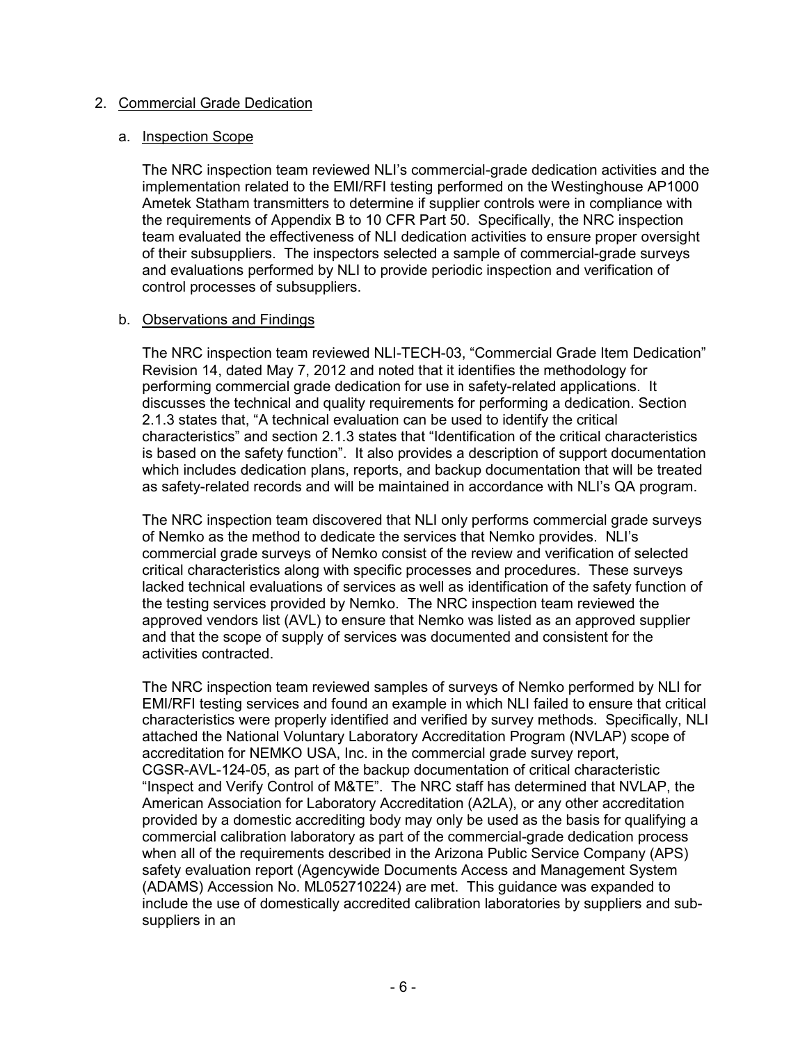2. Commercial Grade Dedication

a. Inspection Scope

The NRC inspection team reviewed NLI's commercial-grade dedication activities and the implementation related to the EMI/RFI testing performed on the Westinghouse AP1000 Ametek Statham transmitters to determine if supplier controls were in compliance with the requirements of Appendix B to 10 CFR Part 50. Specifically, the NRC inspection team evaluated the effectiveness of NLI dedication activities to ensure proper oversight of their subsuppliers. The inspectors selected a sample of commercial-grade surveys and evaluations performed by NLI to provide periodic inspection and verification of control processes of subsuppliers.

b. Observations and Findings

The NRC inspection team reviewed NLI-TECH-03, "Commercial Grade Item Dedication" Revision 14, dated May 7, 2012 and noted that it identifies the methodology for performing commercial grade dedication for use in safety-related applications. It discusses the technical and quality requirements for performing a dedication. Section 2.1.3 states that, "A technical evaluation can be used to identify the critical characteristics" and section 2.1.3 states that "Identification of the critical characteristics is based on the safety function". It also provides a description of support documentation which includes dedication plans, reports, and backup documentation that will be treated as safety-related records and will be maintained in accordance with NLI's QA program.

The NRC inspection team discovered that NLI only performs commercial grade surveys of Nemko as the method to dedicate the services that Nemko provides. NLI's commercial grade surveys of Nemko consist of the review and verification of selected critical characteristics along with specific processes and procedures. These surveys lacked technical evaluations of services as well as identification of the safety function of the testing services provided by Nemko. The NRC inspection team reviewed the approved vendors list (AVL) to ensure that Nemko was listed as an approved supplier and that the scope of supply of services was documented and consistent for the activities contracted.

The NRC inspection team reviewed samples of surveys of Nemko performed by NLI for EMI/RFI testing services and found an example in which NLI failed to ensure that critical characteristics were properly identified and verified by survey methods. Specifically, NLI attached the National Voluntary Laboratory Accreditation Program (NVLAP) scope of accreditation for NEMKO USA, Inc. in the commercial grade survey report, CGSR-AVL-124-05, as part of the backup documentation of critical characteristic "Inspect and Verify Control of M&TE". The NRC staff has determined that NVLAP, the American Association for Laboratory Accreditation (A2LA), or any other accreditation provided by a domestic accrediting body may only be used as the basis for qualifying a commercial calibration laboratory as part of the commercial-grade dedication process when all of the requirements described in the Arizona Public Service Company (APS) safety evaluation report (Agencywide Documents Access and Management System (ADAMS) Accession No. ML052710224) are met. This guidance was expanded to include the use of domestically accredited calibration laboratories by suppliers and sub-suppliers in an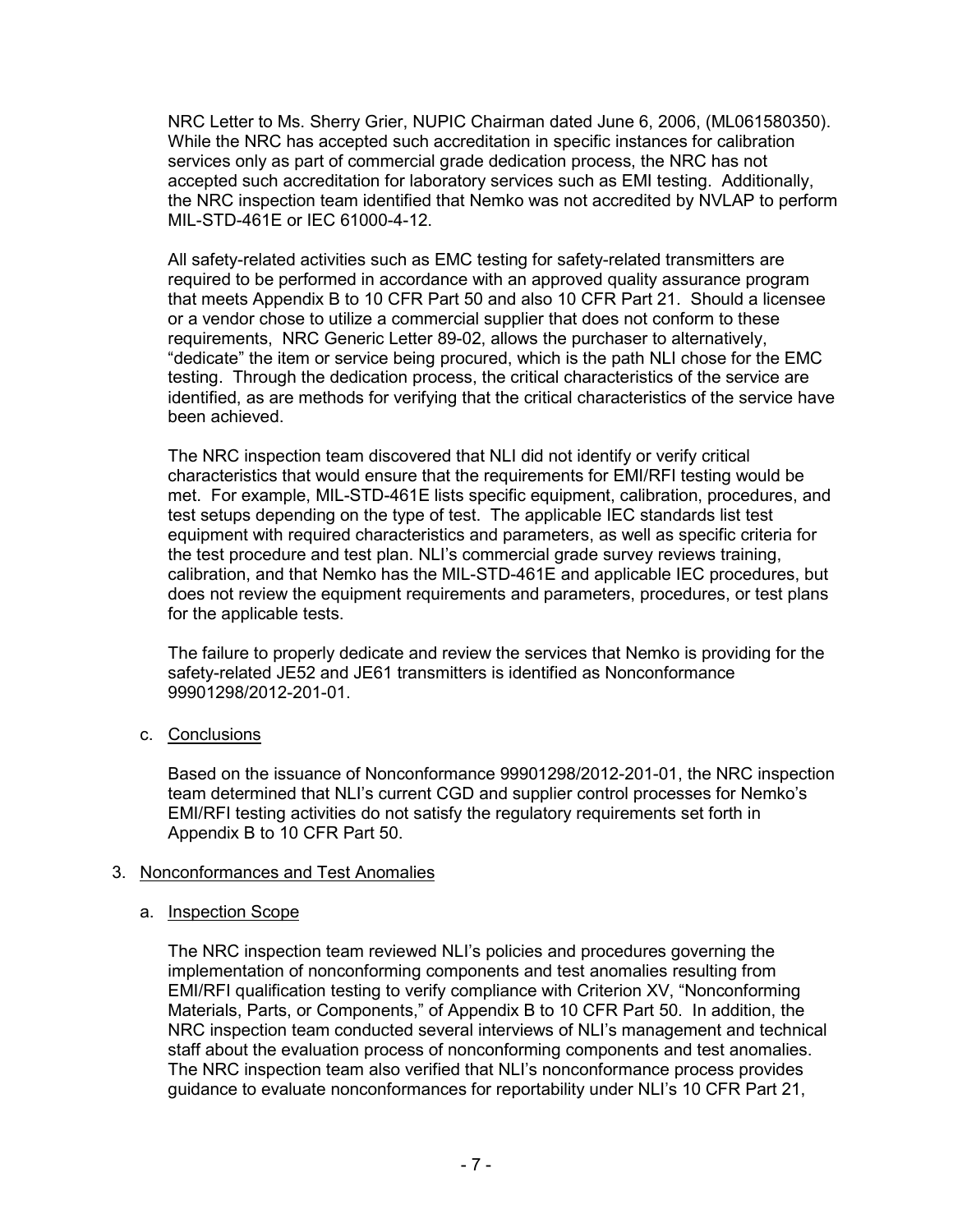NRC Letter to Ms. Sherry Grier, NUPIC Chairman dated June 6, 2006, (ML061580350). While the NRC has accepted such accreditation in specific instances for calibration services only as part of commercial grade dedication process, the NRC has not accepted such accreditation for laboratory services such as EMI testing. Additionally, the NRC inspection team identified that Nemko was not accredited by NVLAP to perform MIL-STD-461E or IEC 61000-4-12.

All safety-related activities such as EMC testing for safety-related transmitters are required to be performed in accordance with an approved quality assurance program that meets Appendix B to 10 CFR Part 50 and also 10 CFR Part 21. Should a licensee or a vendor chose to utilize a commercial supplier that does not conform to these requirements, NRC Generic Letter 89-02, allows the purchaser to alternatively, "dedicate" the item or service being procured, which is the path NLI chose for the EMC testing. Through the dedication process, the critical characteristics of the service are identified, as are methods for verifying that the critical characteristics of the service have been achieved.

The NRC inspection team discovered that NLI did not identify or verify critical characteristics that would ensure that the requirements for EMI/RFI testing would be met. For example, MIL-STD-461E lists specific equipment, calibration, procedures, and test setups depending on the type of test. The applicable IEC standards list test equipment with required characteristics and parameters, as well as specific criteria for the test procedure and test plan. NLI's commercial grade survey reviews training, calibration, and that Nemko has the MIL-STD-461E and applicable IEC procedures, but does not review the equipment requirements and parameters, procedures, or test plans for the applicable tests.

The failure to properly dedicate and review the services that Nemko is providing for the safety-related JE52 and JE61 transmitters is identified as Nonconformance 99901298/2012-201-01.

c. Conclusions

Based on the issuance of Nonconformance 99901298/2012-201-01, the NRC inspection team determined that NLI's current CGD and supplier control processes for Nemko's EMI/RFI testing activities do not satisfy the regulatory requirements set forth in Appendix B to 10 CFR Part 50.

3. Nonconformances and Test Anomalies

a. Inspection Scope

The NRC inspection team reviewed NLI's policies and procedures governing the implementation of nonconforming components and test anomalies resulting from EMI/RFI qualification testing to verify compliance with Criterion XV, "Nonconforming Materials, Parts, or Components," of Appendix B to 10 CFR Part 50. In addition, the NRC inspection team conducted several interviews of NLI's management and technical staff about the evaluation process of nonconforming components and test anomalies. The NRC inspection team also verified that NLI's nonconformance process provides guidance to evaluate nonconformances for reportability under NLI's 10 CFR Part 21,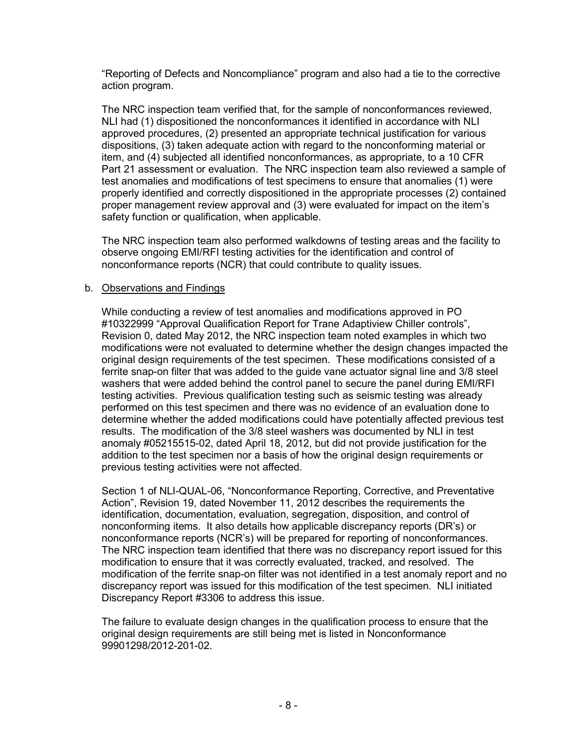"Reporting of Defects and Noncompliance" program and also had a tie to the corrective action program.

The NRC inspection team verified that, for the sample of nonconformances reviewed, NLI had (1) dispositioned the nonconformances it identified in accordance with NLI approved procedures, (2) presented an appropriate technical justification for various dispositions, (3) taken adequate action with regard to the nonconforming material or item, and (4) subjected all identified nonconformances, as appropriate, to a 10 CFR Part 21 assessment or evaluation. The NRC inspection team also reviewed a sample of test anomalies and modifications of test specimens to ensure that anomalies (1) were properly identified and correctly dispositioned in the appropriate processes (2) contained proper management review approval and (3) were evaluated for impact on the item's safety function or qualification, when applicable.

The NRC inspection team also performed walkdowns of testing areas and the facility to observe ongoing EMI/RFI testing activities for the identification and control of nonconformance reports (NCR) that could contribute to quality issues.

b. Observations and Findings

While conducting a review of test anomalies and modifications approved in PO #10322999 "Approval Qualification Report for Trane Adaptiview Chiller controls", Revision 0, dated May 2012, the NRC inspection team noted examples in which two modifications were not evaluated to determine whether the design changes impacted the original design requirements of the test specimen. These modifications consisted of a ferrite snap-on filter that was added to the guide vane actuator signal line and 3/8 steel washers that were added behind the control panel to secure the panel during EMI/RFI testing activities. Previous qualification testing such as seismic testing was already performed on this test specimen and there was no evidence of an evaluation done to determine whether the added modifications could have potentially affected previous test results. The modification of the 3/8 steel washers was documented by NLI in test anomaly #05215515-02, dated April 18, 2012, but did not provide justification for the addition to the test specimen nor a basis of how the original design requirements or previous testing activities were not affected.

Section 1 of NLI-QUAL-06, "Nonconformance Reporting, Corrective, and Preventative Action", Revision 19, dated November 11, 2012 describes the requirements the identification, documentation, evaluation, segregation, disposition, and control of nonconforming items. It also details how applicable discrepancy reports (DR's) or nonconformance reports (NCR's) will be prepared for reporting of nonconformances. The NRC inspection team identified that there was no discrepancy report issued for this modification to ensure that it was correctly evaluated, tracked, and resolved. The modification of the ferrite snap-on filter was not identified in a test anomaly report and no discrepancy report was issued for this modification of the test specimen. NLI initiated Discrepancy Report #3306 to address this issue.

The failure to evaluate design changes in the qualification process to ensure that the original design requirements are still being met is listed in Nonconformance 99901298/2012-201-02.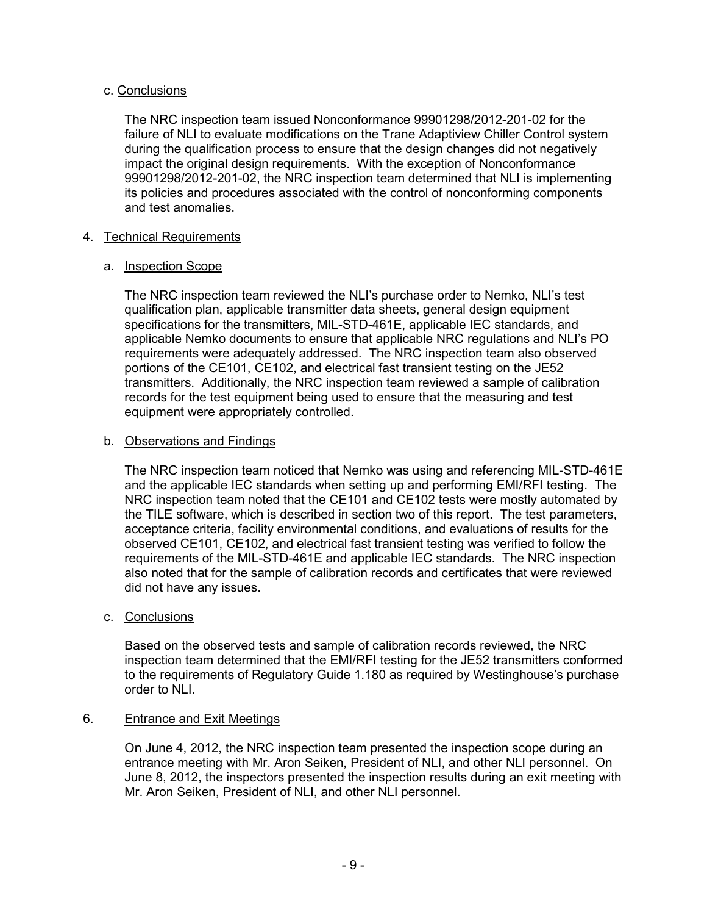c. Conclusions

The NRC inspection team issued Nonconformance 99901298/2012-201-02 for the failure of NLI to evaluate modifications on the Trane Adaptiview Chiller Control system during the qualification process to ensure that the design changes did not negatively impact the original design requirements. With the exception of Nonconformance 99901298/2012-201-02, the NRC inspection team determined that NLI is implementing its policies and procedures associated with the control of nonconforming components and test anomalies.

4. Technical Requirements

a. Inspection Scope

The NRC inspection team reviewed the NLI's purchase order to Nemko, NLI's test qualification plan, applicable transmitter data sheets, general design equipment specifications for the transmitters, MIL-STD-461E, applicable IEC standards, and applicable Nemko documents to ensure that applicable NRC regulations and NLI's PO requirements were adequately addressed. The NRC inspection team also observed portions of the CE101, CE102, and electrical fast transient testing on the JE52 transmitters. Additionally, the NRC inspection team reviewed a sample of calibration records for the test equipment being used to ensure that the measuring and test equipment were appropriately controlled.

b. Observations and Findings

The NRC inspection team noticed that Nemko was using and referencing MIL-STD-461E and the applicable IEC standards when setting up and performing EMI/RFI testing. The NRC inspection team noted that the CE101 and CE102 tests were mostly automated by the TILE software, which is described in section two of this report. The test parameters, acceptance criteria, facility environmental conditions, and evaluations of results for the observed CE101, CE102, and electrical fast transient testing was verified to follow the requirements of the MIL-STD-461E and applicable IEC standards. The NRC inspection also noted that for the sample of calibration records and certificates that were reviewed did not have any issues.

c. Conclusions

Based on the observed tests and sample of calibration records reviewed, the NRC inspection team determined that the EMI/RFI testing for the JE52 transmitters conformed to the requirements of Regulatory Guide 1.180 as required by Westinghouse's purchase order to NLI.

6. Entrance and Exit Meetings

On June 4, 2012, the NRC inspection team presented the inspection scope during an entrance meeting with Mr. Aron Seiken, President of NLI, and other NLI personnel. On June 8, 2012, the inspectors presented the inspection results during an exit meeting with Mr. Aron Seiken, President of NLI, and other NLI personnel.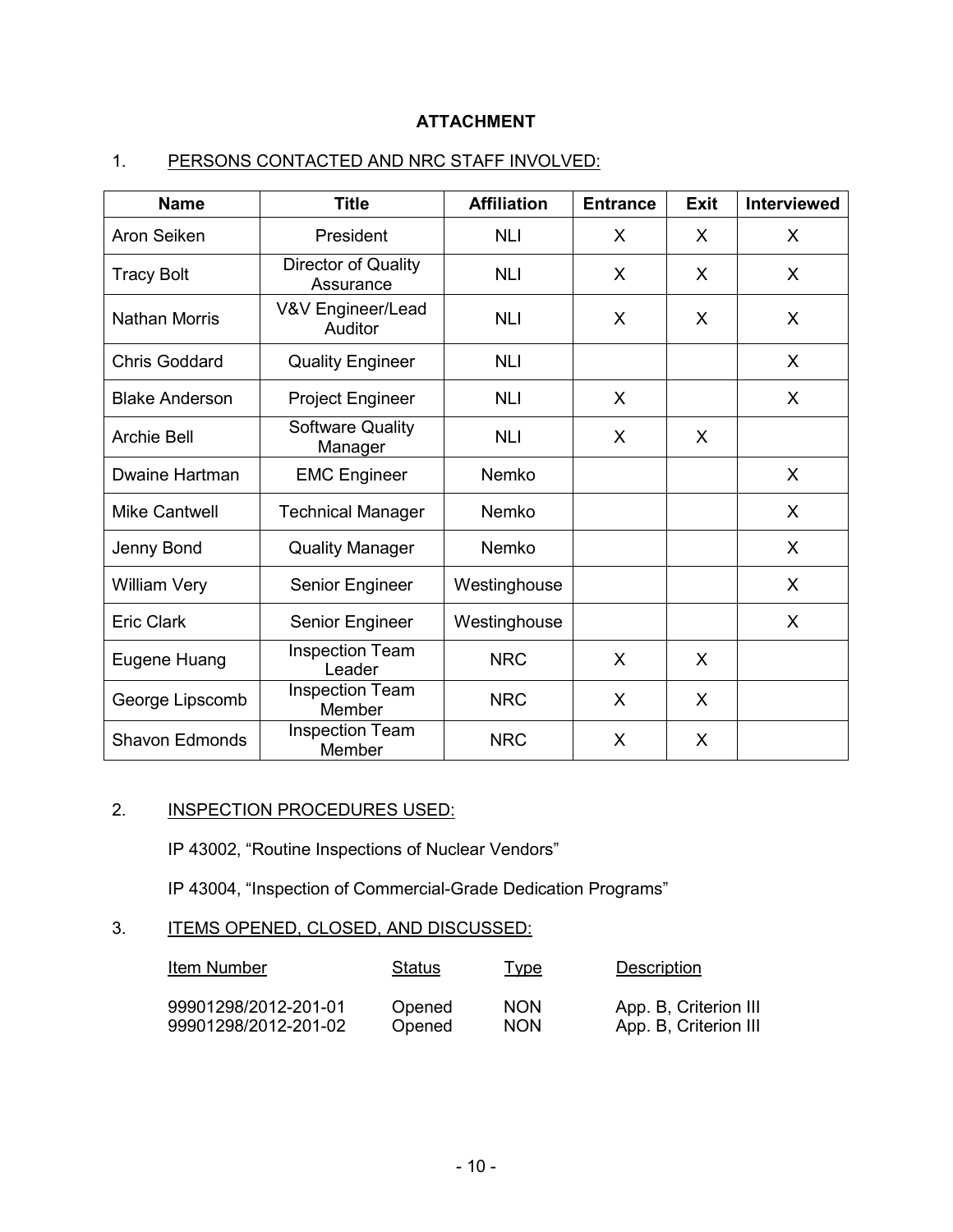## ATTACHMENT

1. PERSONS CONTACTED AND NRC STAFF INVOLVED:

| Name | Title | Affiliation | Entrance | Exit | Interviewed |
|---|---|---|---|---|---|
| Aron Seiken | President | NLI | X | X | X |
| Tracy Bolt | Director of Quality Assurance | NLI | X | X | X |
| Nathan Morris | V&V Engineer/Lead Auditor | NLI | X | X | X |
| Chris Goddard | Quality Engineer | NLI | | | X |
| Blake Anderson | Project Engineer | NLI | X | | X |
| Archie Bell | Software Quality Manager | NLI | X | X | |
| Dwaine Hartman | EMC Engineer | Nemko | | | X |
| Mike Cantwell | Technical Manager | Nemko | | | X |
| Jenny Bond | Quality Manager | Nemko | | | X |
| William Very | Senior Engineer | Westinghouse | | | X |
| Eric Clark | Senior Engineer | Westinghouse | | | X |
| Eugene Huang | Inspection Team Leader | NRC | X | X | |
| George Lipscomb | Inspection Team Member | NRC | X | X | |
| Shavon Edmonds | Inspection Team Member | NRC | X | X | |

2. INSPECTION PROCEDURES USED:

IP 43002, "Routine Inspections of Nuclear Vendors"

IP 43004, "Inspection of Commercial-Grade Dedication Programs"

3. ITEMS OPENED, CLOSED, AND DISCUSSED:

| Item Number | Status | Type | Description |
|---|---|---|---|
| 99901298/2012-201-01 | Opened | NON | App. B, Criterion III |
| 99901298/2012-201-02 | Opened | NON | App. B, Criterion III |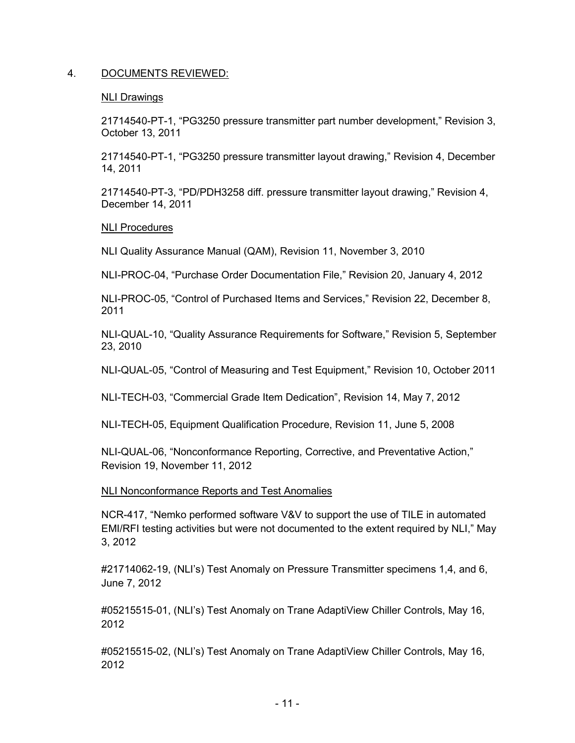## 4. DOCUMENTS REVIEWED:

### NLI Drawings

21714540-PT-1, "PG3250 pressure transmitter part number development," Revision 3, October 13, 2011

21714540-PT-1, "PG3250 pressure transmitter layout drawing," Revision 4, December 14, 2011

21714540-PT-3, "PD/PDH3258 diff. pressure transmitter layout drawing," Revision 4, December 14, 2011

### NLI Procedures

NLI Quality Assurance Manual (QAM), Revision 11, November 3, 2010

NLI-PROC-04, "Purchase Order Documentation File," Revision 20, January 4, 2012

NLI-PROC-05, "Control of Purchased Items and Services," Revision 22, December 8, 2011

NLI-QUAL-10, "Quality Assurance Requirements for Software," Revision 5, September 23, 2010

NLI-QUAL-05, "Control of Measuring and Test Equipment," Revision 10, October 2011

NLI-TECH-03, "Commercial Grade Item Dedication", Revision 14, May 7, 2012

NLI-TECH-05, Equipment Qualification Procedure, Revision 11, June 5, 2008

NLI-QUAL-06, "Nonconformance Reporting, Corrective, and Preventative Action," Revision 19, November 11, 2012

### NLI Nonconformance Reports and Test Anomalies

NCR-417, "Nemko performed software V&V to support the use of TILE in automated EMI/RFI testing activities but were not documented to the extent required by NLI," May 3, 2012

#21714062-19, (NLI's) Test Anomaly on Pressure Transmitter specimens 1,4, and 6, June 7, 2012

#05215515-01, (NLI's) Test Anomaly on Trane AdaptiView Chiller Controls, May 16, 2012

#05215515-02, (NLI's) Test Anomaly on Trane AdaptiView Chiller Controls, May 16, 2012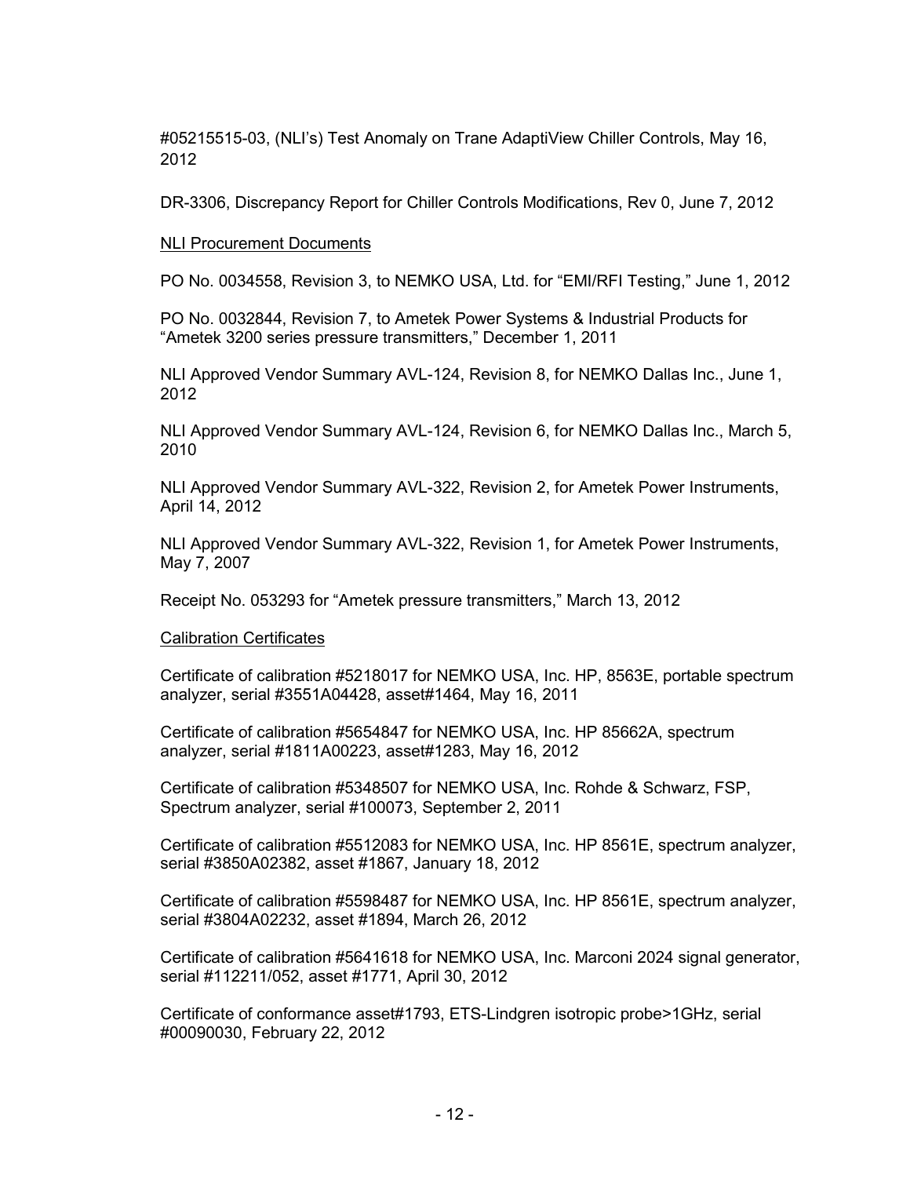#05215515-03, (NLI's) Test Anomaly on Trane AdaptiView Chiller Controls, May 16, 2012

DR-3306, Discrepancy Report for Chiller Controls Modifications, Rev 0, June 7, 2012

NLI Procurement Documents

PO No. 0034558, Revision 3, to NEMKO USA, Ltd. for "EMI/RFI Testing," June 1, 2012

PO No. 0032844, Revision 7, to Ametek Power Systems & Industrial Products for "Ametek 3200 series pressure transmitters," December 1, 2011

NLI Approved Vendor Summary AVL-124, Revision 8, for NEMKO Dallas Inc., June 1, 2012

NLI Approved Vendor Summary AVL-124, Revision 6, for NEMKO Dallas Inc., March 5, 2010

NLI Approved Vendor Summary AVL-322, Revision 2, for Ametek Power Instruments, April 14, 2012

NLI Approved Vendor Summary AVL-322, Revision 1, for Ametek Power Instruments, May 7, 2007

Receipt No. 053293 for "Ametek pressure transmitters," March 13, 2012

Calibration Certificates

Certificate of calibration #5218017 for NEMKO USA, Inc. HP, 8563E, portable spectrum analyzer, serial #3551A04428, asset#1464, May 16, 2011

Certificate of calibration #5654847 for NEMKO USA, Inc. HP 85662A, spectrum analyzer, serial #1811A00223, asset#1283, May 16, 2012

Certificate of calibration #5348507 for NEMKO USA, Inc. Rohde & Schwarz, FSP, Spectrum analyzer, serial #100073, September 2, 2011

Certificate of calibration #5512083 for NEMKO USA, Inc. HP 8561E, spectrum analyzer, serial #3850A02382, asset #1867, January 18, 2012

Certificate of calibration #5598487 for NEMKO USA, Inc. HP 8561E, spectrum analyzer, serial #3804A02232, asset #1894, March 26, 2012

Certificate of calibration #5641618 for NEMKO USA, Inc. Marconi 2024 signal generator, serial #112211/052, asset #1771, April 30, 2012

Certificate of conformance asset#1793, ETS-Lindgren isotropic probe>1GHz, serial #00090030, February 22, 2012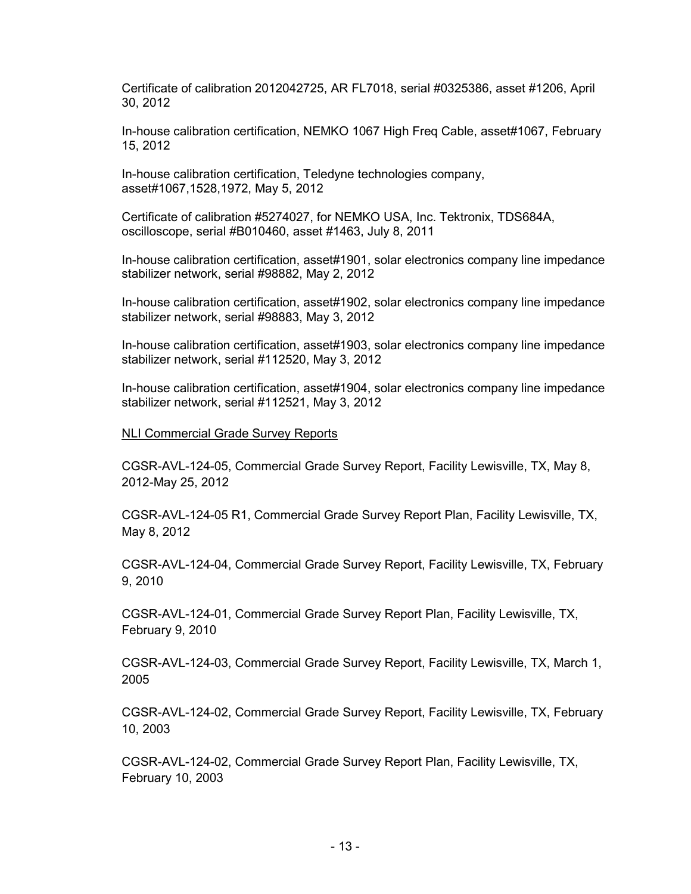Certificate of calibration 2012042725, AR FL7018, serial #0325386, asset #1206, April 30, 2012

In-house calibration certification, NEMKO 1067 High Freq Cable, asset#1067, February 15, 2012

In-house calibration certification, Teledyne technologies company, asset#1067,1528,1972, May 5, 2012

Certificate of calibration #5274027, for NEMKO USA, Inc. Tektronix, TDS684A, oscilloscope, serial #B010460, asset #1463, July 8, 2011

In-house calibration certification, asset#1901, solar electronics company line impedance stabilizer network, serial #98882, May 2, 2012

In-house calibration certification, asset#1902, solar electronics company line impedance stabilizer network, serial #98883, May 3, 2012

In-house calibration certification, asset#1903, solar electronics company line impedance stabilizer network, serial #112520, May 3, 2012

In-house calibration certification, asset#1904, solar electronics company line impedance stabilizer network, serial #112521, May 3, 2012

<u>NLI Commercial Grade Survey Reports</u>

CGSR-AVL-124-05, Commercial Grade Survey Report, Facility Lewisville, TX, May 8, 2012-May 25, 2012

CGSR-AVL-124-05 R1, Commercial Grade Survey Report Plan, Facility Lewisville, TX, May 8, 2012

CGSR-AVL-124-04, Commercial Grade Survey Report, Facility Lewisville, TX, February 9, 2010

CGSR-AVL-124-01, Commercial Grade Survey Report Plan, Facility Lewisville, TX, February 9, 2010

CGSR-AVL-124-03, Commercial Grade Survey Report, Facility Lewisville, TX, March 1, 2005

CGSR-AVL-124-02, Commercial Grade Survey Report, Facility Lewisville, TX, February 10, 2003

CGSR-AVL-124-02, Commercial Grade Survey Report Plan, Facility Lewisville, TX, February 10, 2003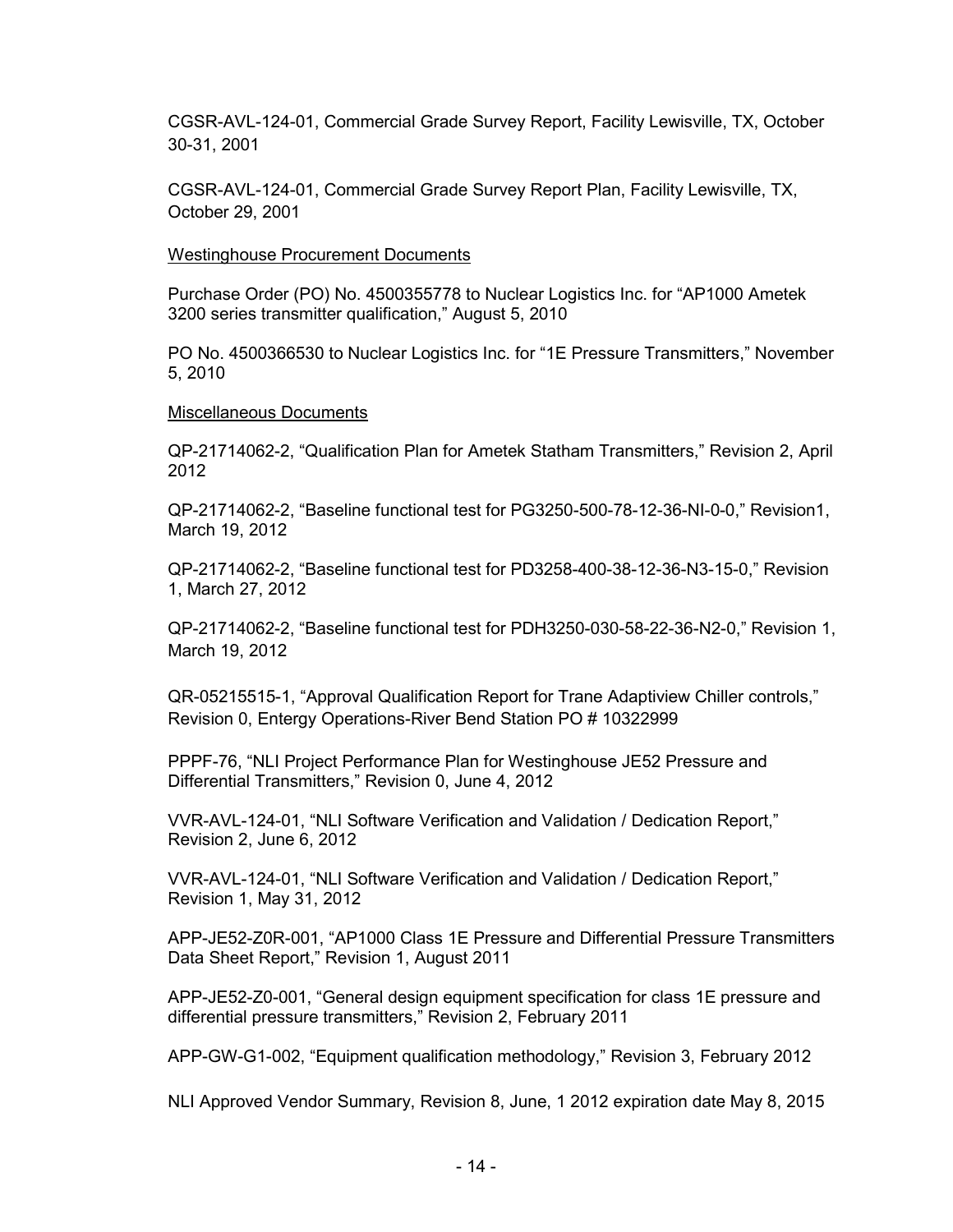CGSR-AVL-124-01, Commercial Grade Survey Report, Facility Lewisville, TX, October 30-31, 2001

CGSR-AVL-124-01, Commercial Grade Survey Report Plan, Facility Lewisville, TX, October 29, 2001

Westinghouse Procurement Documents

Purchase Order (PO) No. 4500355778 to Nuclear Logistics Inc. for "AP1000 Ametek 3200 series transmitter qualification," August 5, 2010

PO No. 4500366530 to Nuclear Logistics Inc. for "1E Pressure Transmitters," November 5, 2010

Miscellaneous Documents

QP-21714062-2, "Qualification Plan for Ametek Statham Transmitters," Revision 2, April 2012

QP-21714062-2, "Baseline functional test for PG3250-500-78-12-36-NI-0-0," Revision1, March 19, 2012

QP-21714062-2, "Baseline functional test for PD3258-400-38-12-36-N3-15-0," Revision 1, March 27, 2012

QP-21714062-2, "Baseline functional test for PDH3250-030-58-22-36-N2-0," Revision 1, March 19, 2012

QR-05215515-1, "Approval Qualification Report for Trane Adaptiview Chiller controls," Revision 0, Entergy Operations-River Bend Station PO # 10322999

PPPF-76, "NLI Project Performance Plan for Westinghouse JE52 Pressure and Differential Transmitters," Revision 0, June 4, 2012

VVR-AVL-124-01, "NLI Software Verification and Validation / Dedication Report," Revision 2, June 6, 2012

VVR-AVL-124-01, "NLI Software Verification and Validation / Dedication Report," Revision 1, May 31, 2012

APP-JE52-Z0R-001, "AP1000 Class 1E Pressure and Differential Pressure Transmitters Data Sheet Report," Revision 1, August 2011

APP-JE52-Z0-001, "General design equipment specification for class 1E pressure and differential pressure transmitters," Revision 2, February 2011

APP-GW-G1-002, "Equipment qualification methodology," Revision 3, February 2012

NLI Approved Vendor Summary, Revision 8, June, 1 2012 expiration date May 8, 2015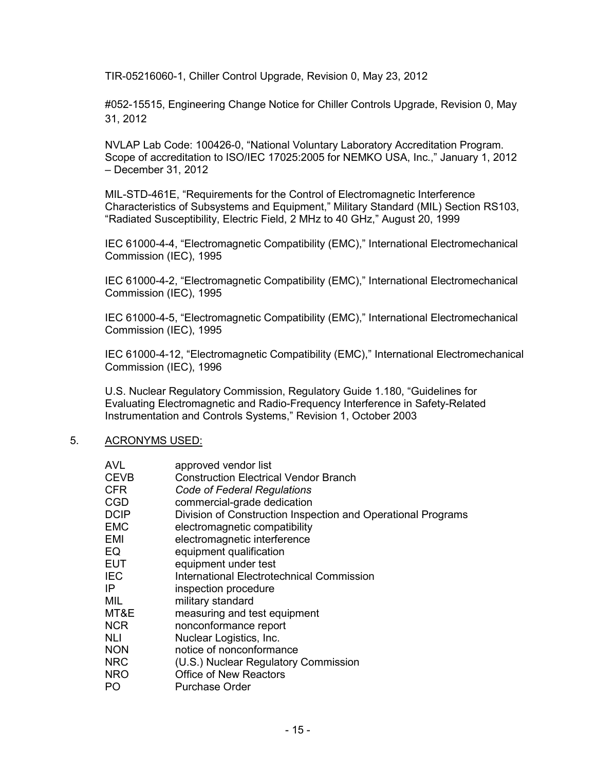TIR-05216060-1, Chiller Control Upgrade, Revision 0, May 23, 2012

#052-15515, Engineering Change Notice for Chiller Controls Upgrade, Revision 0, May 31, 2012

NVLAP Lab Code: 100426-0, "National Voluntary Laboratory Accreditation Program. Scope of accreditation to ISO/IEC 17025:2005 for NEMKO USA, Inc.," January 1, 2012 – December 31, 2012

MIL-STD-461E, "Requirements for the Control of Electromagnetic Interference Characteristics of Subsystems and Equipment," Military Standard (MIL) Section RS103, "Radiated Susceptibility, Electric Field, 2 MHz to 40 GHz," August 20, 1999

IEC 61000-4-4, "Electromagnetic Compatibility (EMC)," International Electromechanical Commission (IEC), 1995

IEC 61000-4-2, "Electromagnetic Compatibility (EMC)," International Electromechanical Commission (IEC), 1995

IEC 61000-4-5, "Electromagnetic Compatibility (EMC)," International Electromechanical Commission (IEC), 1995

IEC 61000-4-12, "Electromagnetic Compatibility (EMC)," International Electromechanical Commission (IEC), 1996

U.S. Nuclear Regulatory Commission, Regulatory Guide 1.180, "Guidelines for Evaluating Electromagnetic and Radio-Frequency Interference in Safety-Related Instrumentation and Controls Systems," Revision 1, October 2003

5. ACRONYMS USED:

| | |
|---|---|
| AVL | approved vendor list |
| CEVB | Construction Electrical Vendor Branch |
| CFR | *Code of Federal Regulations* |
| CGD | commercial-grade dedication |
| DCIP | Division of Construction Inspection and Operational Programs |
| EMC | electromagnetic compatibility |
| EMI | electromagnetic interference |
| EQ | equipment qualification |
| EUT | equipment under test |
| IEC | International Electrotechnical Commission |
| IP | inspection procedure |
| MIL | military standard |
| MT&E | measuring and test equipment |
| NCR | nonconformance report |
| NLI | Nuclear Logistics, Inc. |
| NON | notice of nonconformance |
| NRC | (U.S.) Nuclear Regulatory Commission |
| NRO | Office of New Reactors |
| PO | Purchase Order |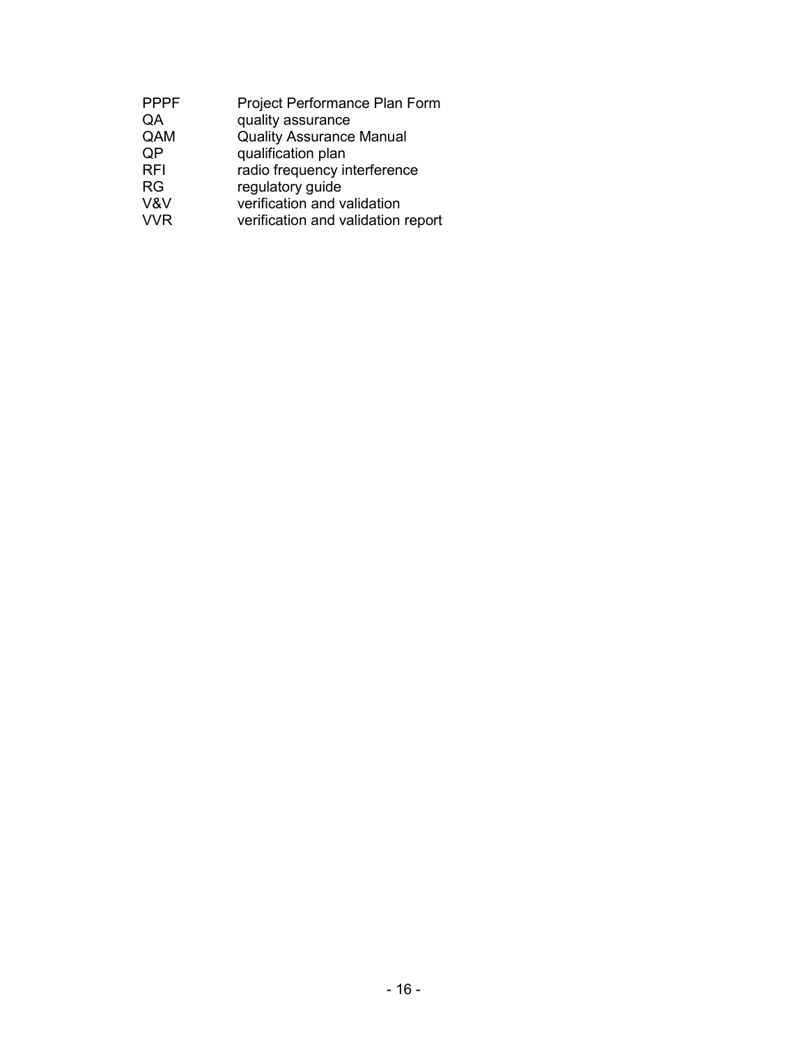| | |
|---|---|
| PPPF | Project Performance Plan Form |
| QA | quality assurance |
| QAM | Quality Assurance Manual |
| QP | qualification plan |
| RFI | radio frequency interference |
| RG | regulatory guide |
| V&V | verification and validation |
| VVR | verification and validation report |